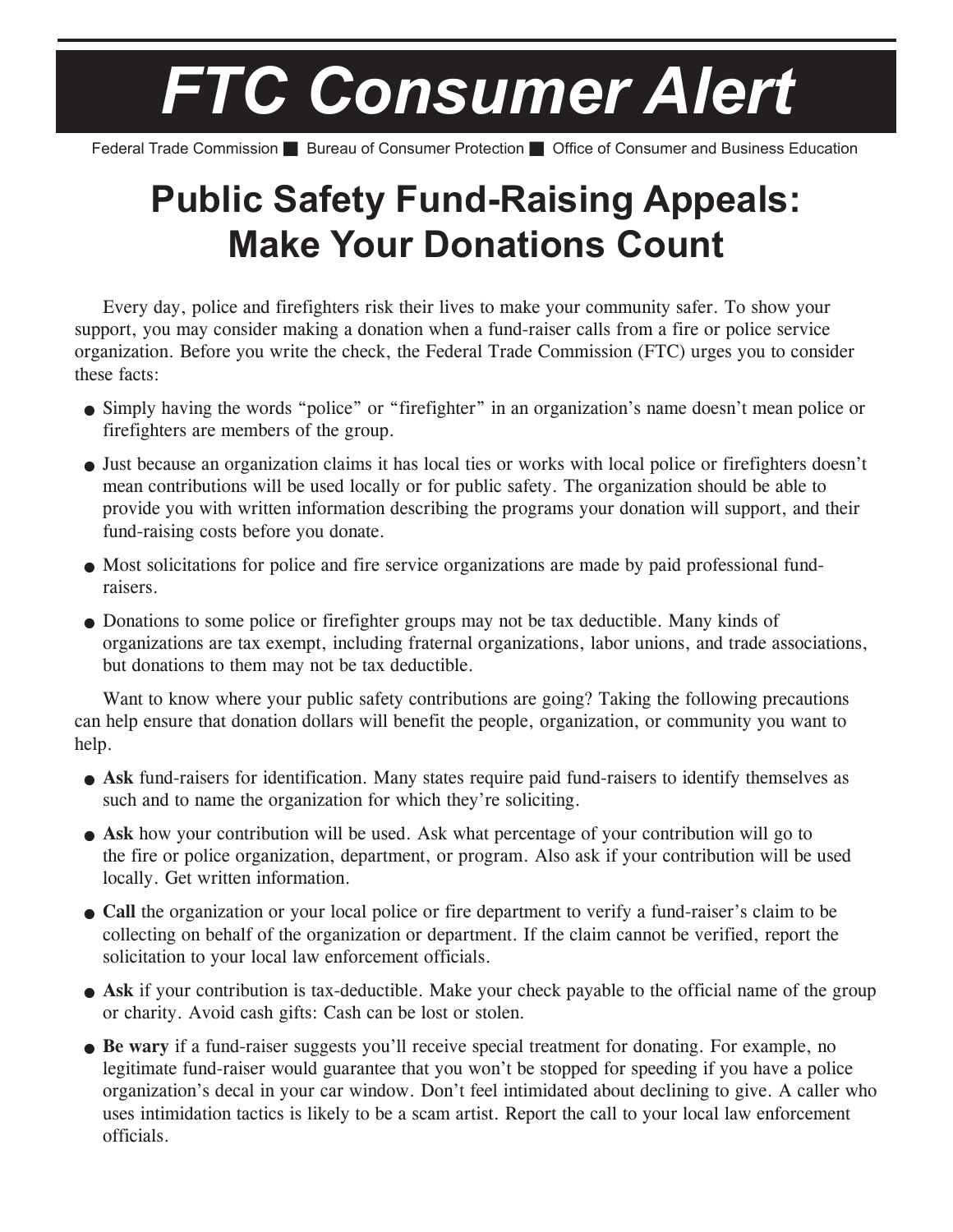# FTC Consumer Alert

Federal Trade Commission ■ Bureau of Consumer Protection ■ Office of Consumer and Business Education

## Public Safety Fund-Raising Appeals: Make Your Donations Count

Every day, police and firefighters risk their lives to make your community safer. To show your support, you may consider making a donation when a fund-raiser calls from a fire or police service organization. Before you write the check, the Federal Trade Commission (FTC) urges you to consider these facts:

- Simply having the words "police" or "firefighter" in an organization's name doesn't mean police or firefighters are members of the group.
- Just because an organization claims it has local ties or works with local police or firefighters doesn't mean contributions will be used locally or for public safety. The organization should be able to provide you with written information describing the programs your donation will support, and their fund-raising costs before you donate.
- Most solicitations for police and fire service organizations are made by paid professional fund-raisers.
- Donations to some police or firefighter groups may not be tax deductible. Many kinds of organizations are tax exempt, including fraternal organizations, labor unions, and trade associations, but donations to them may not be tax deductible.

Want to know where your public safety contributions are going? Taking the following precautions can help ensure that donation dollars will benefit the people, organization, or community you want to help.

- **Ask** fund-raisers for identification. Many states require paid fund-raisers to identify themselves as such and to name the organization for which they're soliciting.
- **Ask** how your contribution will be used. Ask what percentage of your contribution will go to the fire or police organization, department, or program. Also ask if your contribution will be used locally. Get written information.
- **Call** the organization or your local police or fire department to verify a fund-raiser's claim to be collecting on behalf of the organization or department. If the claim cannot be verified, report the solicitation to your local law enforcement officials.
- **Ask** if your contribution is tax-deductible. Make your check payable to the official name of the group or charity. Avoid cash gifts: Cash can be lost or stolen.
- **Be wary** if a fund-raiser suggests you'll receive special treatment for donating. For example, no legitimate fund-raiser would guarantee that you won't be stopped for speeding if you have a police organization's decal in your car window. Don't feel intimidated about declining to give. A caller who uses intimidation tactics is likely to be a scam artist. Report the call to your local law enforcement officials.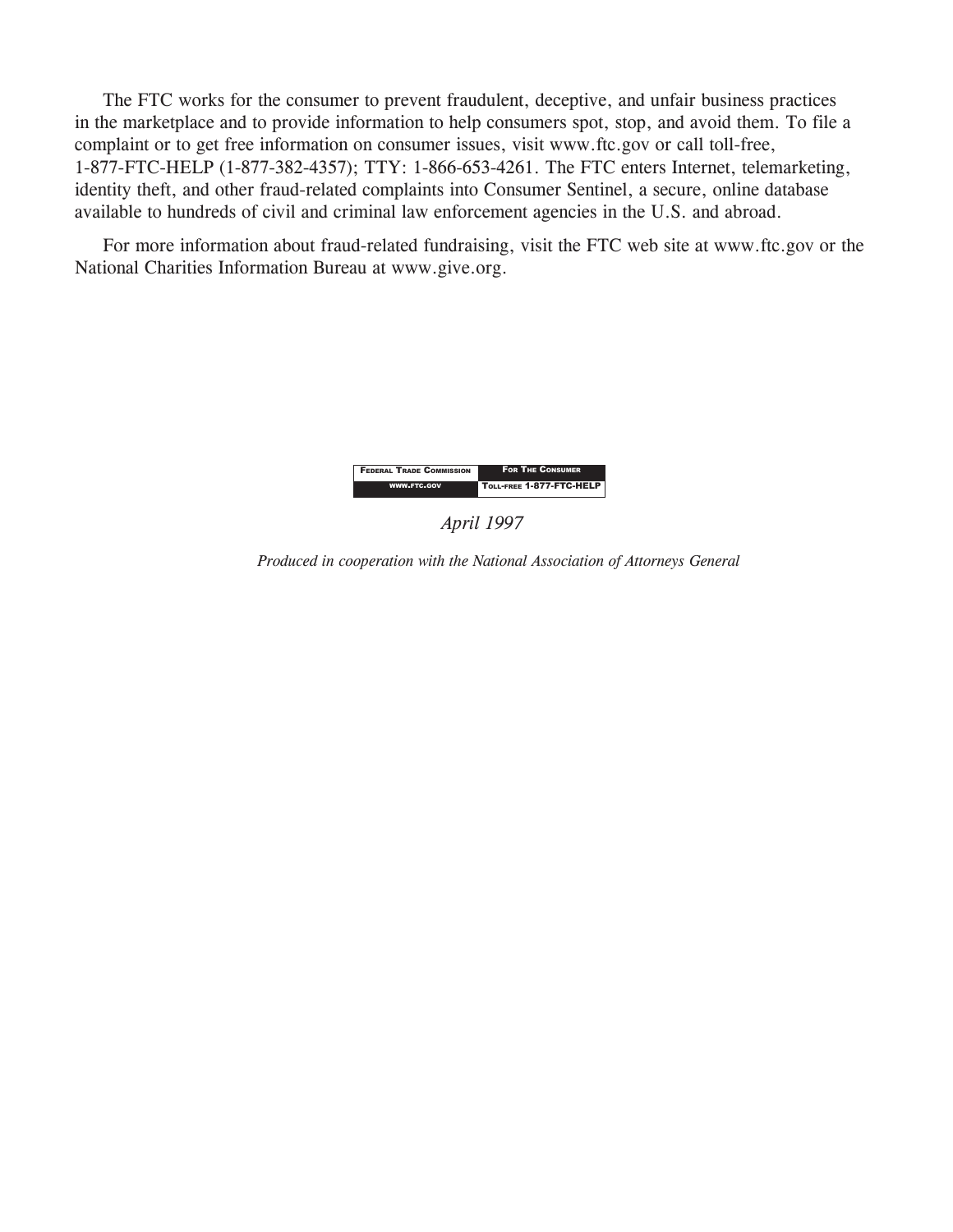The FTC works for the consumer to prevent fraudulent, deceptive, and unfair business practices in the marketplace and to provide information to help consumers spot, stop, and avoid them. To file a complaint or to get free information on consumer issues, visit www.ftc.gov or call toll-free, 1-877-FTC-HELP (1-877-382-4357); TTY: 1-866-653-4261. The FTC enters Internet, telemarketing, identity theft, and other fraud-related complaints into Consumer Sentinel, a secure, online database available to hundreds of civil and criminal law enforcement agencies in the U.S. and abroad.

For more information about fraud-related fundraising, visit the FTC web site at www.ftc.gov or the National Charities Information Bureau at www.give.org.

| | |
|---|---|
| FEDERAL TRADE COMMISSION | FOR THE CONSUMER |
| WWW.FTC.GOV | TOLL-FREE 1-877-FTC-HELP |

*April 1997*

*Produced in cooperation with the National Association of Attorneys General*